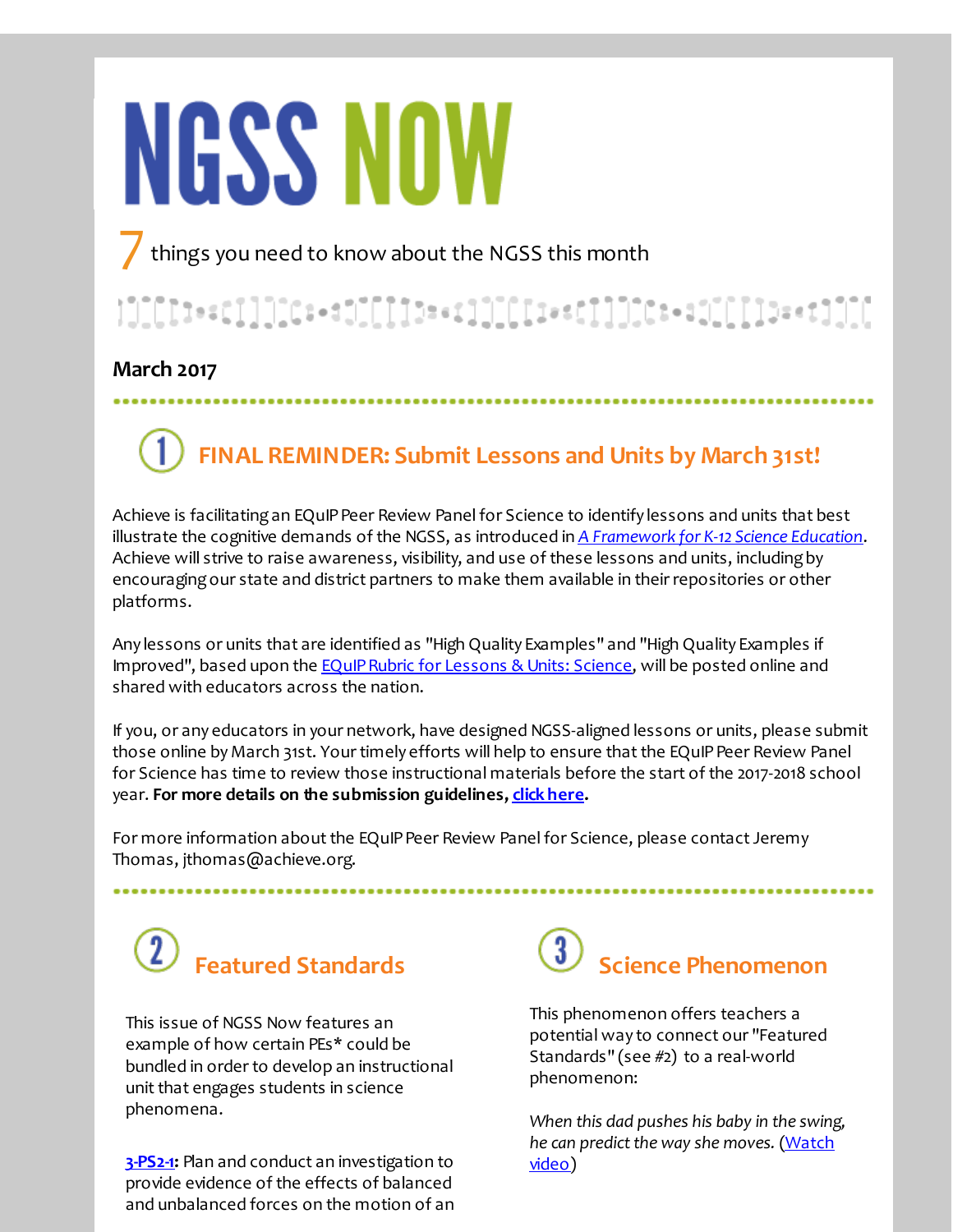# NGSS NOW

7 things you need to know about the NGSS this month

**March 2017**

## 1 FINAL REMINDER: Submit Lessons and Units by March 31st!

Achieve is facilitating an EQuIP Peer Review Panel for Science to identify lessons and units that best illustrate the cognitive demands of the NGSS, as introduced in *A Framework for K-12 Science Education*. Achieve will strive to raise awareness, visibility, and use of these lessons and units, including by encouraging our state and district partners to make them available in their repositories or other platforms.

Any lessons or units that are identified as "High Quality Examples" and "High Quality Examples if Improved", based upon the EQuIP Rubric for Lessons & Units: Science, will be posted online and shared with educators across the nation.

If you, or any educators in your network, have designed NGSS-aligned lessons or units, please submit those online by March 31st. Your timely efforts will help to ensure that the EQuIP Peer Review Panel for Science has time to review those instructional materials before the start of the 2017-2018 school year. **For more details on the submission guidelines, click here.**

For more information about the EQuIP Peer Review Panel for Science, please contact Jeremy Thomas, jthomas@achieve.org.

## 2 Featured Standards

This issue of NGSS Now features an example of how certain PEs* could be bundled in order to develop an instructional unit that engages students in science phenomena.

**3-PS2-1:** Plan and conduct an investigation to provide evidence of the effects of balanced and unbalanced forces on the motion of an

## 3 Science Phenomenon

This phenomenon offers teachers a potential way to connect our "Featured Standards" (see #2) to a real-world phenomenon:

*When this dad pushes his baby in the swing, he can predict the way she moves.* (Watch video)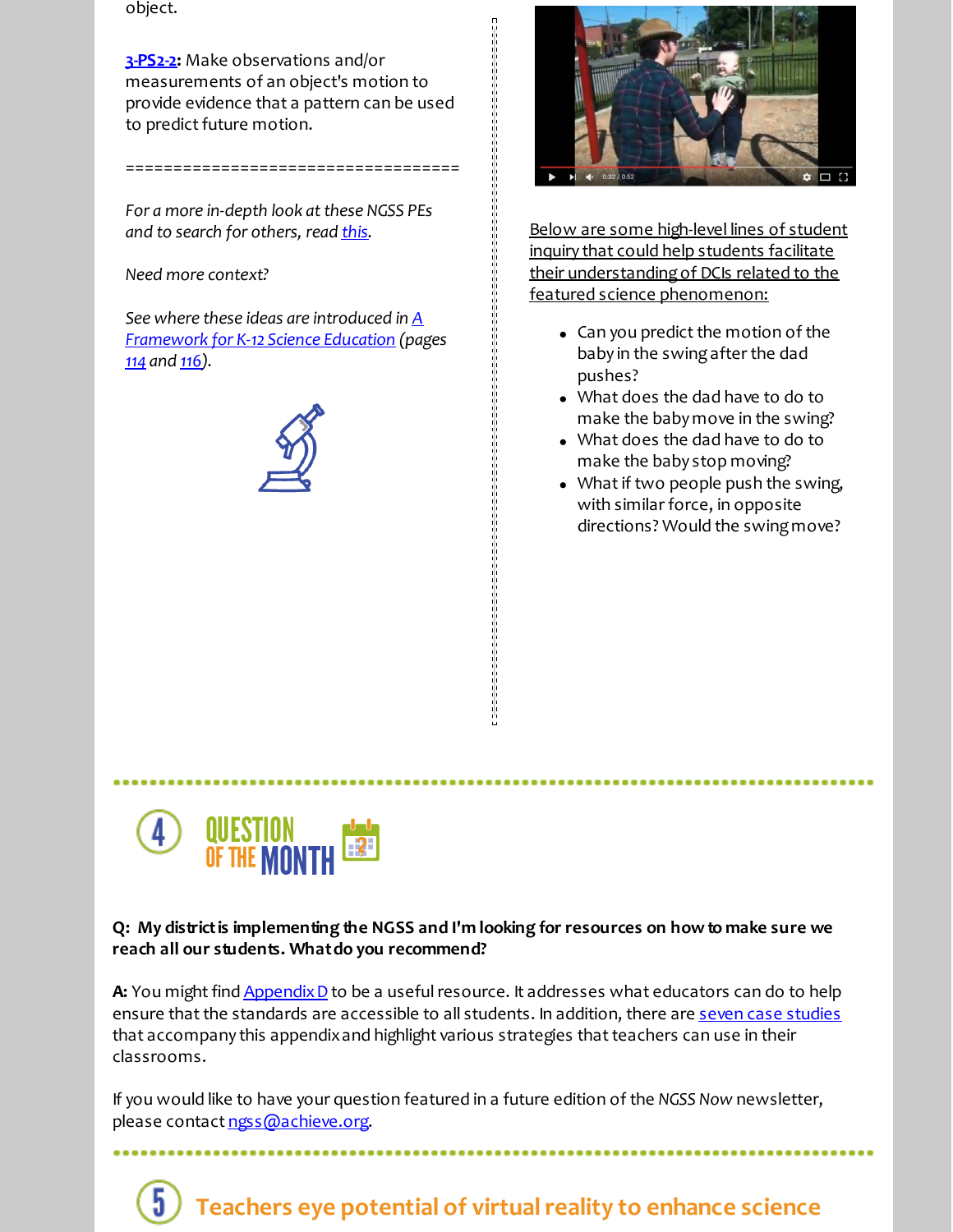object.

**3-PS2-2**: Make observations and/or measurements of an object's motion to provide evidence that a pattern can be used to predict future motion.

==================================

*For a more in-depth look at these NGSS PEs and to search for others, read this.*

*Need more context?*

*See where these ideas are introduced in A Framework for K-12 Science Education (pages 114 and 116).*

Below are some high-level lines of student inquiry that could help students facilitate their understanding of DCIs related to the featured science phenomenon:

- Can you predict the motion of the baby in the swing after the dad pushes?
- What does the dad have to do to make the baby move in the swing?
- What does the dad have to do to make the baby stop moving?
- What if two people push the swing, with similar force, in opposite directions? Would the swing move?

## 4 QUESTION OF THE MONTH

**Q: My district is implementing the NGSS and I'm looking for resources on how to make sure we reach all our students. What do you recommend?**

**A:** You might find Appendix D to be a useful resource. It addresses what educators can do to help ensure that the standards are accessible to all students. In addition, there are seven case studies that accompany this appendix and highlight various strategies that teachers can use in their classrooms.

If you would like to have your question featured in a future edition of the *NGSS Now* newsletter, please contact ngss@achieve.org.

## 5 Teachers eye potential of virtual reality to enhance science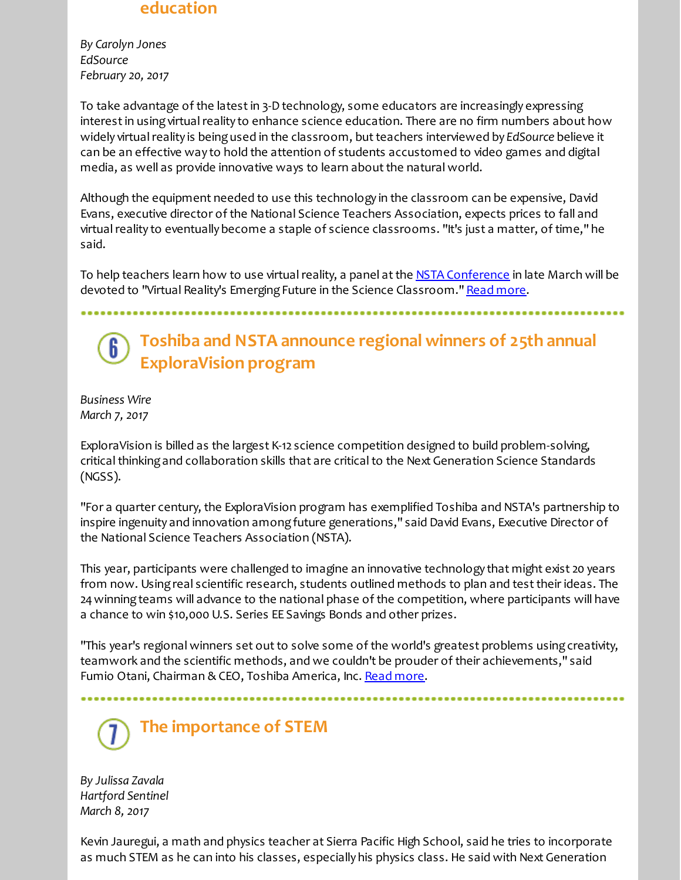## education

*By Carolyn Jones*
*EdSource*
*February 20, 2017*

To take advantage of the latest in 3-D technology, some educators are increasingly expressing interest in using virtual reality to enhance science education. There are no firm numbers about how widely virtual reality is being used in the classroom, but teachers interviewed by *EdSource* believe it can be an effective way to hold the attention of students accustomed to video games and digital media, as well as provide innovative ways to learn about the natural world.

Although the equipment needed to use this technology in the classroom can be expensive, David Evans, executive director of the National Science Teachers Association, expects prices to fall and virtual reality to eventually become a staple of science classrooms. "It's just a matter, of time," he said.

To help teachers learn how to use virtual reality, a panel at the NSTA Conference in late March will be devoted to "Virtual Reality's Emerging Future in the Science Classroom." Read more.

---

## 6 Toshiba and NSTA announce regional winners of 25th annual ExploraVision program

*Business Wire*
*March 7, 2017*

ExploraVision is billed as the largest K-12 science competition designed to build problem-solving, critical thinking and collaboration skills that are critical to the Next Generation Science Standards (NGSS).

"For a quarter century, the ExploraVision program has exemplified Toshiba and NSTA's partnership to inspire ingenuity and innovation among future generations," said David Evans, Executive Director of the National Science Teachers Association (NSTA).

This year, participants were challenged to imagine an innovative technology that might exist 20 years from now. Using real scientific research, students outlined methods to plan and test their ideas. The 24 winning teams will advance to the national phase of the competition, where participants will have a chance to win $10,000 U.S. Series EE Savings Bonds and other prizes.

"This year's regional winners set out to solve some of the world's greatest problems using creativity, teamwork and the scientific methods, and we couldn't be prouder of their achievements," said Fumio Otani, Chairman & CEO, Toshiba America, Inc. Read more.

---

## 7 The importance of STEM

*By Julissa Zavala*
*Hartford Sentinel*
*March 8, 2017*

Kevin Jauregui, a math and physics teacher at Sierra Pacific High School, said he tries to incorporate as much STEM as he can into his classes, especially his physics class. He said with Next Generation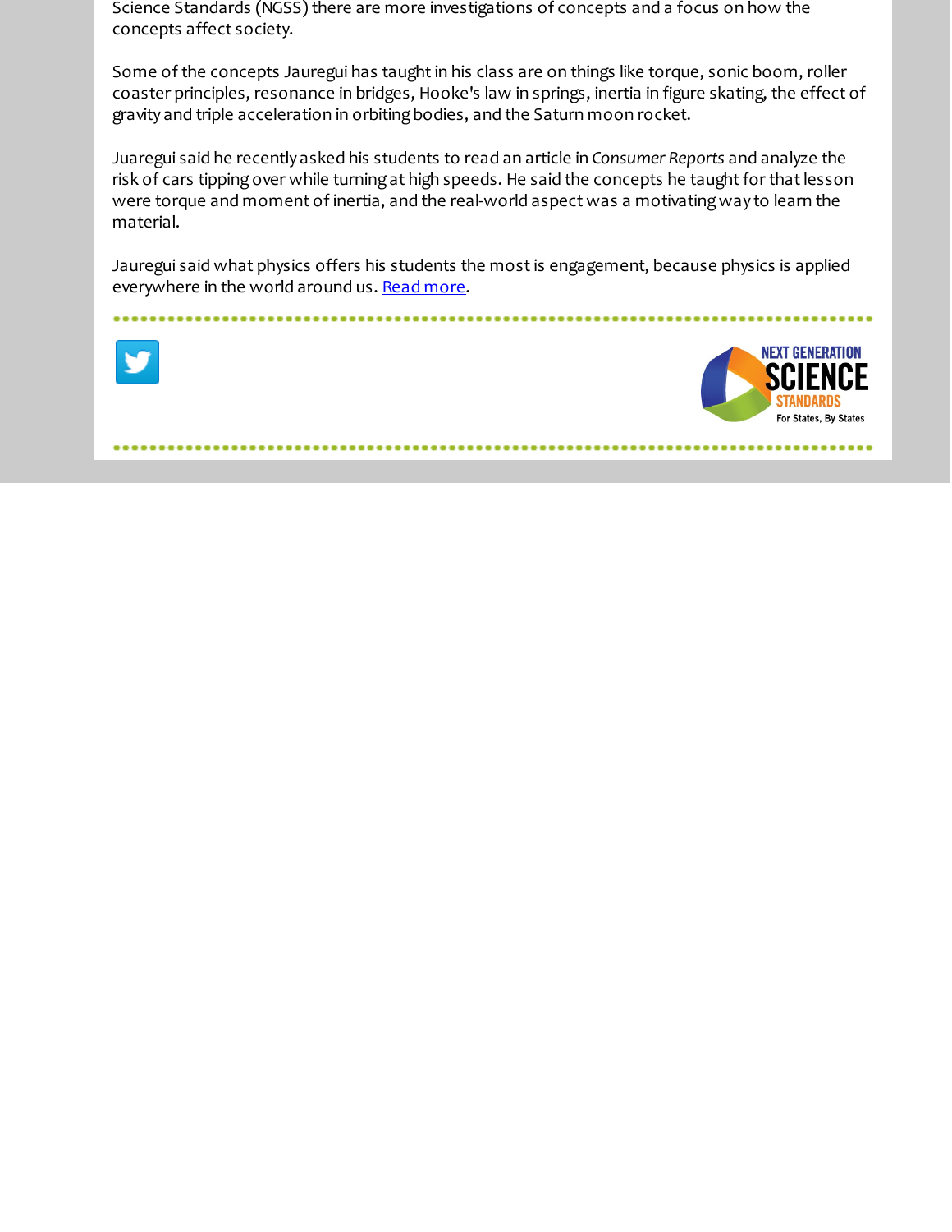Science Standards (NGSS) there are more investigations of concepts and a focus on how the concepts affect society.

Some of the concepts Jauregui has taught in his class are on things like torque, sonic boom, roller coaster principles, resonance in bridges, Hooke's law in springs, inertia in figure skating, the effect of gravity and triple acceleration in orbiting bodies, and the Saturn moon rocket.

Juaregui said he recently asked his students to read an article in *Consumer Reports* and analyze the risk of cars tipping over while turning at high speeds. He said the concepts he taught for that lesson were torque and moment of inertia, and the real-world aspect was a motivating way to learn the material.

Jauregui said what physics offers his students the most is engagement, because physics is applied everywhere in the world around us. Read more.

NEXT GENERATION SCIENCE STANDARDS For States, By States